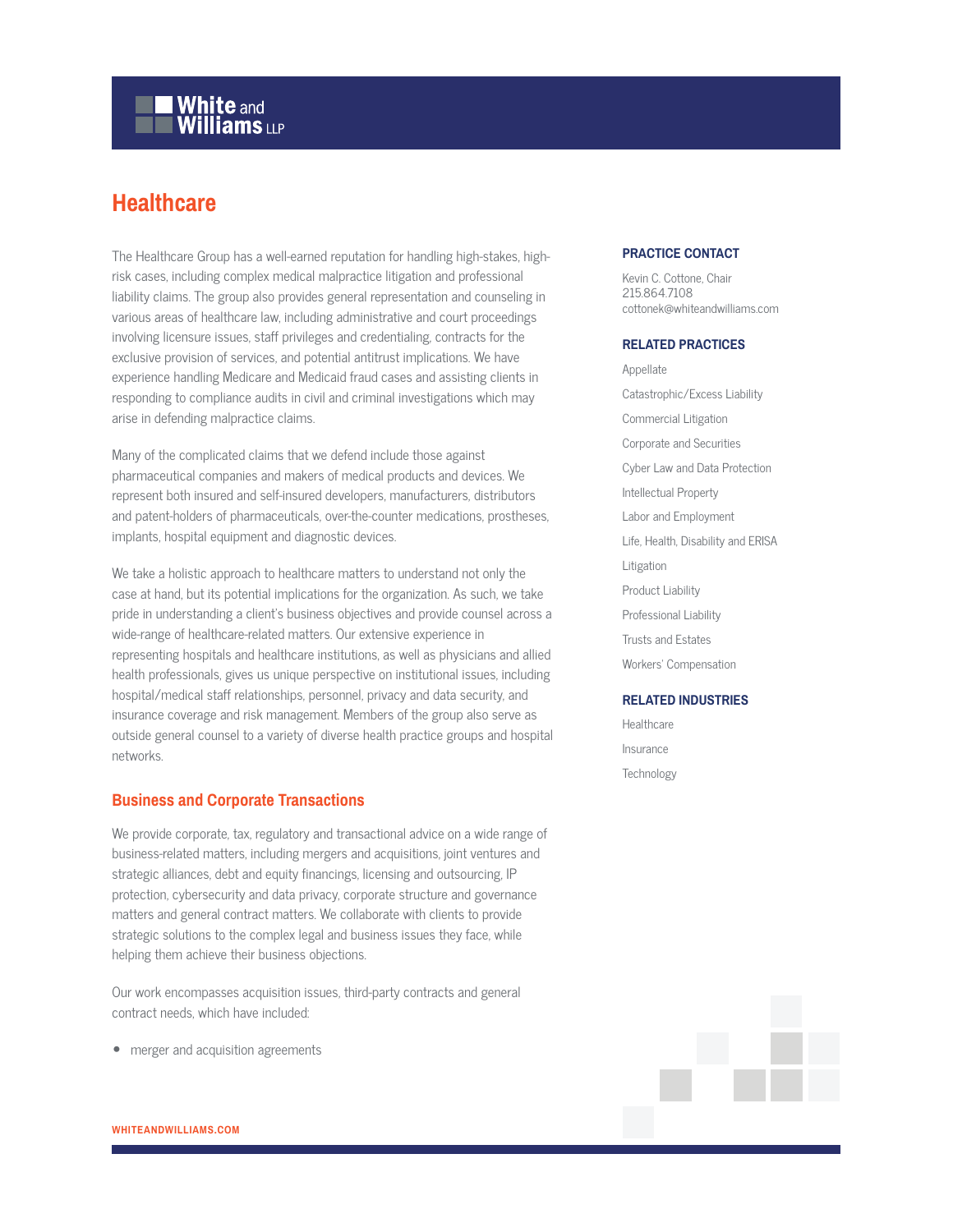White and Williams LLP

# Healthcare

The Healthcare Group has a well-earned reputation for handling high-stakes, high-risk cases, including complex medical malpractice litigation and professional liability claims. The group also provides general representation and counseling in various areas of healthcare law, including administrative and court proceedings involving licensure issues, staff privileges and credentialing, contracts for the exclusive provision of services, and potential antitrust implications. We have experience handling Medicare and Medicaid fraud cases and assisting clients in responding to compliance audits in civil and criminal investigations which may arise in defending malpractice claims.

Many of the complicated claims that we defend include those against pharmaceutical companies and makers of medical products and devices. We represent both insured and self-insured developers, manufacturers, distributors and patent-holders of pharmaceuticals, over-the-counter medications, prostheses, implants, hospital equipment and diagnostic devices.

We take a holistic approach to healthcare matters to understand not only the case at hand, but its potential implications for the organization. As such, we take pride in understanding a client's business objectives and provide counsel across a wide-range of healthcare-related matters. Our extensive experience in representing hospitals and healthcare institutions, as well as physicians and allied health professionals, gives us unique perspective on institutional issues, including hospital/medical staff relationships, personnel, privacy and data security, and insurance coverage and risk management. Members of the group also serve as outside general counsel to a variety of diverse health practice groups and hospital networks.

## Business and Corporate Transactions

We provide corporate, tax, regulatory and transactional advice on a wide range of business-related matters, including mergers and acquisitions, joint ventures and strategic alliances, debt and equity financings, licensing and outsourcing, IP protection, cybersecurity and data privacy, corporate structure and governance matters and general contract matters. We collaborate with clients to provide strategic solutions to the complex legal and business issues they face, while helping them achieve their business objections.

Our work encompasses acquisition issues, third-party contracts and general contract needs, which have included:

- merger and acquisition agreements

### PRACTICE CONTACT

Kevin C. Cottone, Chair
215.864.7108
cottonek@whiteandwilliams.com

### RELATED PRACTICES

- Appellate
- Catastrophic/Excess Liability
- Commercial Litigation
- Corporate and Securities
- Cyber Law and Data Protection
- Intellectual Property
- Labor and Employment
- Life, Health, Disability and ERISA
- Litigation
- Product Liability
- Professional Liability
- Trusts and Estates
- Workers' Compensation

### RELATED INDUSTRIES

- Healthcare
- Insurance
- Technology

WHITEANDWILLIAMS.COM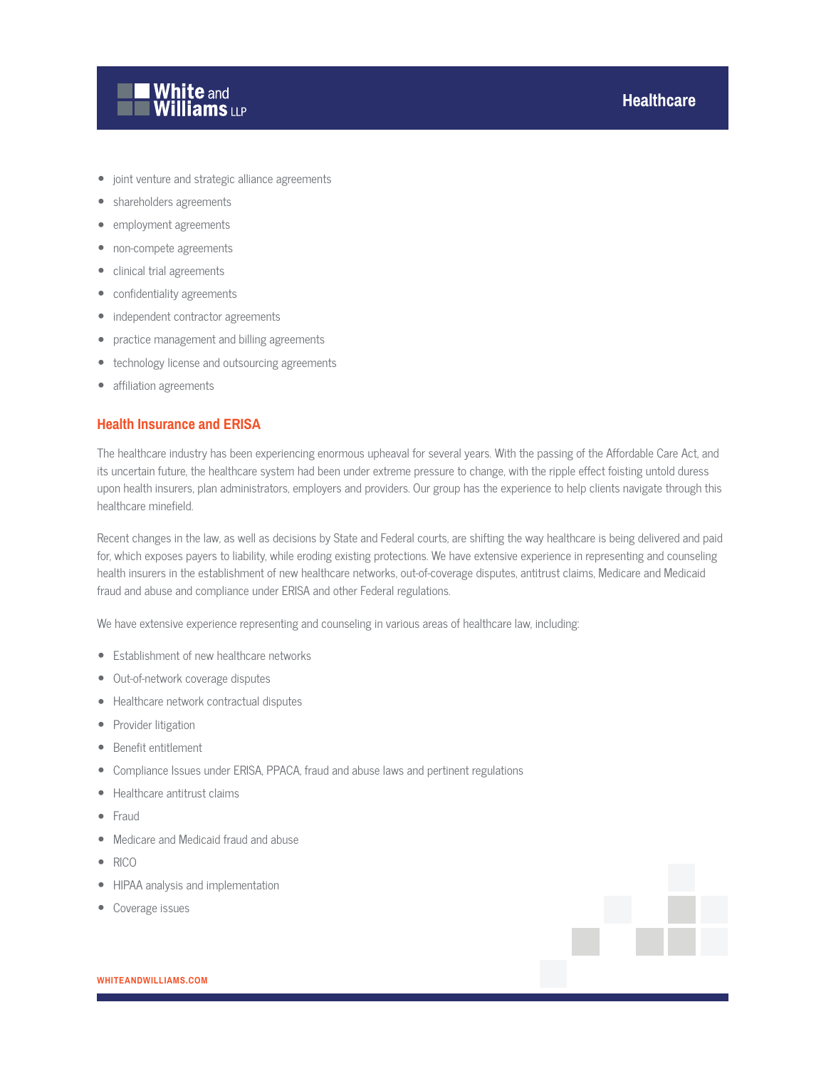- joint venture and strategic alliance agreements
- shareholders agreements
- employment agreements
- non-compete agreements
- clinical trial agreements
- confidentiality agreements
- independent contractor agreements
- practice management and billing agreements
- technology license and outsourcing agreements
- affiliation agreements

## Health Insurance and ERISA

The healthcare industry has been experiencing enormous upheaval for several years. With the passing of the Affordable Care Act, and its uncertain future, the healthcare system had been under extreme pressure to change, with the ripple effect foisting untold duress upon health insurers, plan administrators, employers and providers. Our group has the experience to help clients navigate through this healthcare minefield.

Recent changes in the law, as well as decisions by State and Federal courts, are shifting the way healthcare is being delivered and paid for, which exposes payers to liability, while eroding existing protections. We have extensive experience in representing and counseling health insurers in the establishment of new healthcare networks, out-of-coverage disputes, antitrust claims, Medicare and Medicaid fraud and abuse and compliance under ERISA and other Federal regulations.

We have extensive experience representing and counseling in various areas of healthcare law, including:

- Establishment of new healthcare networks
- Out-of-network coverage disputes
- Healthcare network contractual disputes
- Provider litigation
- Benefit entitlement
- Compliance Issues under ERISA, PPACA, fraud and abuse laws and pertinent regulations
- Healthcare antitrust claims
- Fraud
- Medicare and Medicaid fraud and abuse
- RICO
- HIPAA analysis and implementation
- Coverage issues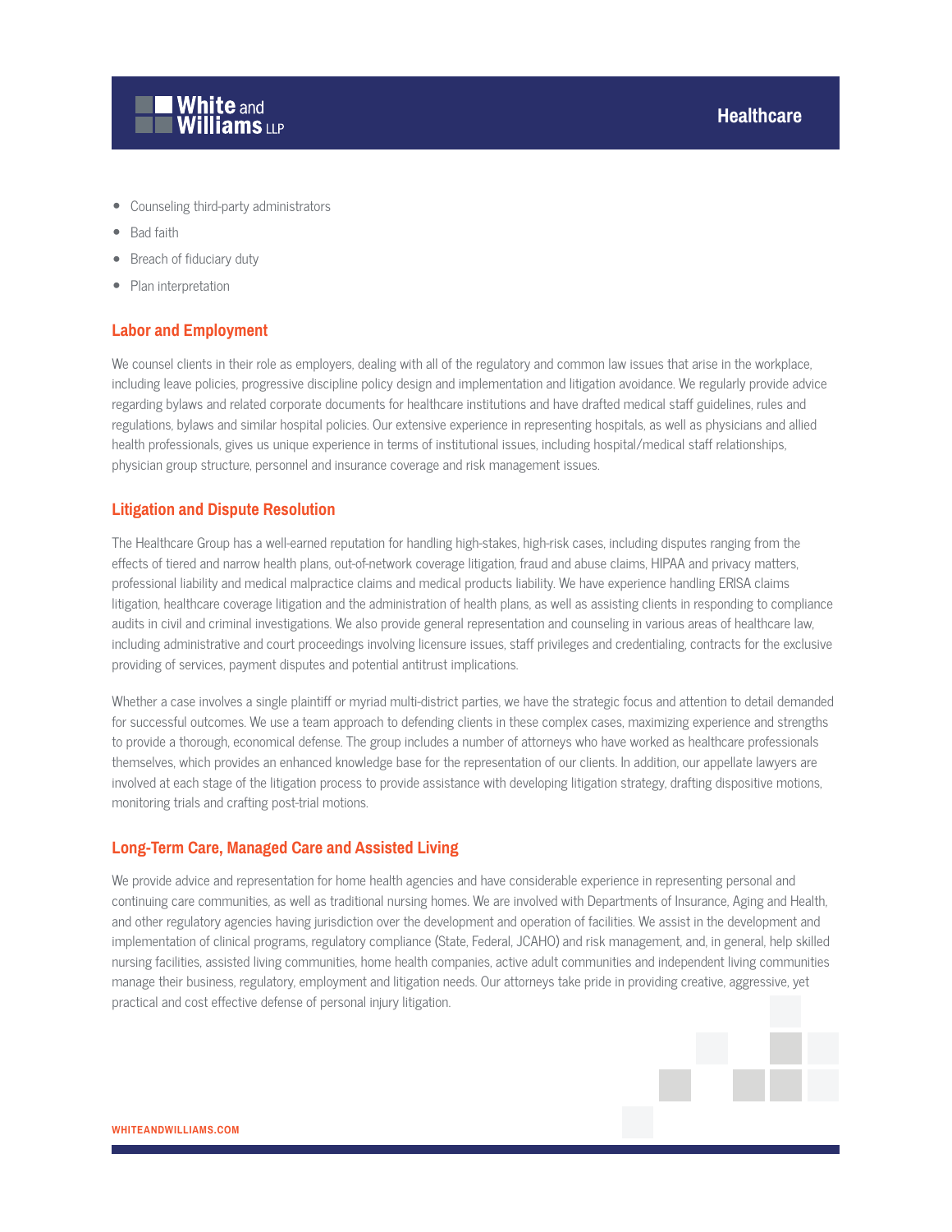- Counseling third-party administrators
- Bad faith
- Breach of fiduciary duty
- Plan interpretation

## Labor and Employment

We counsel clients in their role as employers, dealing with all of the regulatory and common law issues that arise in the workplace, including leave policies, progressive discipline policy design and implementation and litigation avoidance. We regularly provide advice regarding bylaws and related corporate documents for healthcare institutions and have drafted medical staff guidelines, rules and regulations, bylaws and similar hospital policies. Our extensive experience in representing hospitals, as well as physicians and allied health professionals, gives us unique experience in terms of institutional issues, including hospital/medical staff relationships, physician group structure, personnel and insurance coverage and risk management issues.

## Litigation and Dispute Resolution

The Healthcare Group has a well-earned reputation for handling high-stakes, high-risk cases, including disputes ranging from the effects of tiered and narrow health plans, out-of-network coverage litigation, fraud and abuse claims, HIPAA and privacy matters, professional liability and medical malpractice claims and medical products liability. We have experience handling ERISA claims litigation, healthcare coverage litigation and the administration of health plans, as well as assisting clients in responding to compliance audits in civil and criminal investigations. We also provide general representation and counseling in various areas of healthcare law, including administrative and court proceedings involving licensure issues, staff privileges and credentialing, contracts for the exclusive providing of services, payment disputes and potential antitrust implications.

Whether a case involves a single plaintiff or myriad multi-district parties, we have the strategic focus and attention to detail demanded for successful outcomes. We use a team approach to defending clients in these complex cases, maximizing experience and strengths to provide a thorough, economical defense. The group includes a number of attorneys who have worked as healthcare professionals themselves, which provides an enhanced knowledge base for the representation of our clients. In addition, our appellate lawyers are involved at each stage of the litigation process to provide assistance with developing litigation strategy, drafting dispositive motions, monitoring trials and crafting post-trial motions.

## Long-Term Care, Managed Care and Assisted Living

We provide advice and representation for home health agencies and have considerable experience in representing personal and continuing care communities, as well as traditional nursing homes. We are involved with Departments of Insurance, Aging and Health, and other regulatory agencies having jurisdiction over the development and operation of facilities. We assist in the development and implementation of clinical programs, regulatory compliance (State, Federal, JCAHO) and risk management, and, in general, help skilled nursing facilities, assisted living communities, home health companies, active adult communities and independent living communities manage their business, regulatory, employment and litigation needs. Our attorneys take pride in providing creative, aggressive, yet practical and cost effective defense of personal injury litigation.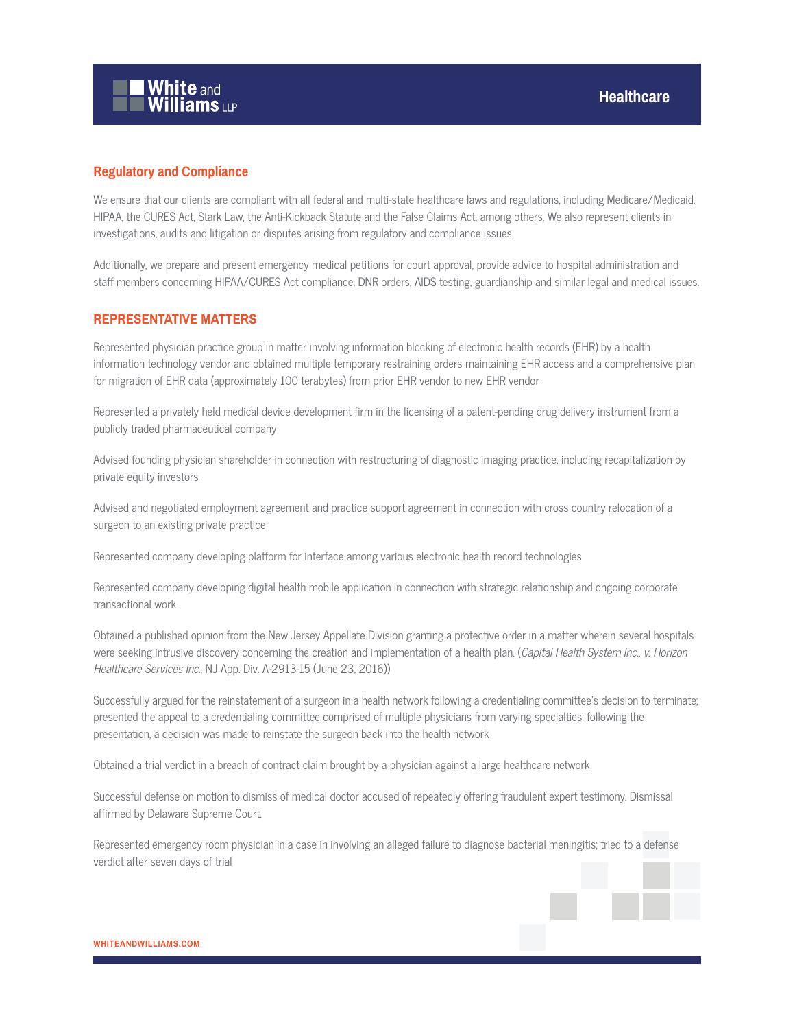## Regulatory and Compliance

We ensure that our clients are compliant with all federal and multi-state healthcare laws and regulations, including Medicare/Medicaid, HIPAA, the CURES Act, Stark Law, the Anti-Kickback Statute and the False Claims Act, among others. We also represent clients in investigations, audits and litigation or disputes arising from regulatory and compliance issues.

Additionally, we prepare and present emergency medical petitions for court approval, provide advice to hospital administration and staff members concerning HIPAA/CURES Act compliance, DNR orders, AIDS testing, guardianship and similar legal and medical issues.

## REPRESENTATIVE MATTERS

Represented physician practice group in matter involving information blocking of electronic health records (EHR) by a health information technology vendor and obtained multiple temporary restraining orders maintaining EHR access and a comprehensive plan for migration of EHR data (approximately 100 terabytes) from prior EHR vendor to new EHR vendor

Represented a privately held medical device development firm in the licensing of a patent-pending drug delivery instrument from a publicly traded pharmaceutical company

Advised founding physician shareholder in connection with restructuring of diagnostic imaging practice, including recapitalization by private equity investors

Advised and negotiated employment agreement and practice support agreement in connection with cross country relocation of a surgeon to an existing private practice

Represented company developing platform for interface among various electronic health record technologies

Represented company developing digital health mobile application in connection with strategic relationship and ongoing corporate transactional work

Obtained a published opinion from the New Jersey Appellate Division granting a protective order in a matter wherein several hospitals were seeking intrusive discovery concerning the creation and implementation of a health plan. (*Capital Health System Inc., v. Horizon Healthcare Services Inc.*, NJ App. Div. A-2913-15 (June 23, 2016))

Successfully argued for the reinstatement of a surgeon in a health network following a credentialing committee's decision to terminate; presented the appeal to a credentialing committee comprised of multiple physicians from varying specialties; following the presentation, a decision was made to reinstate the surgeon back into the health network

Obtained a trial verdict in a breach of contract claim brought by a physician against a large healthcare network

Successful defense on motion to dismiss of medical doctor accused of repeatedly offering fraudulent expert testimony. Dismissal affirmed by Delaware Supreme Court.

Represented emergency room physician in a case in involving an alleged failure to diagnose bacterial meningitis; tried to a defense verdict after seven days of trial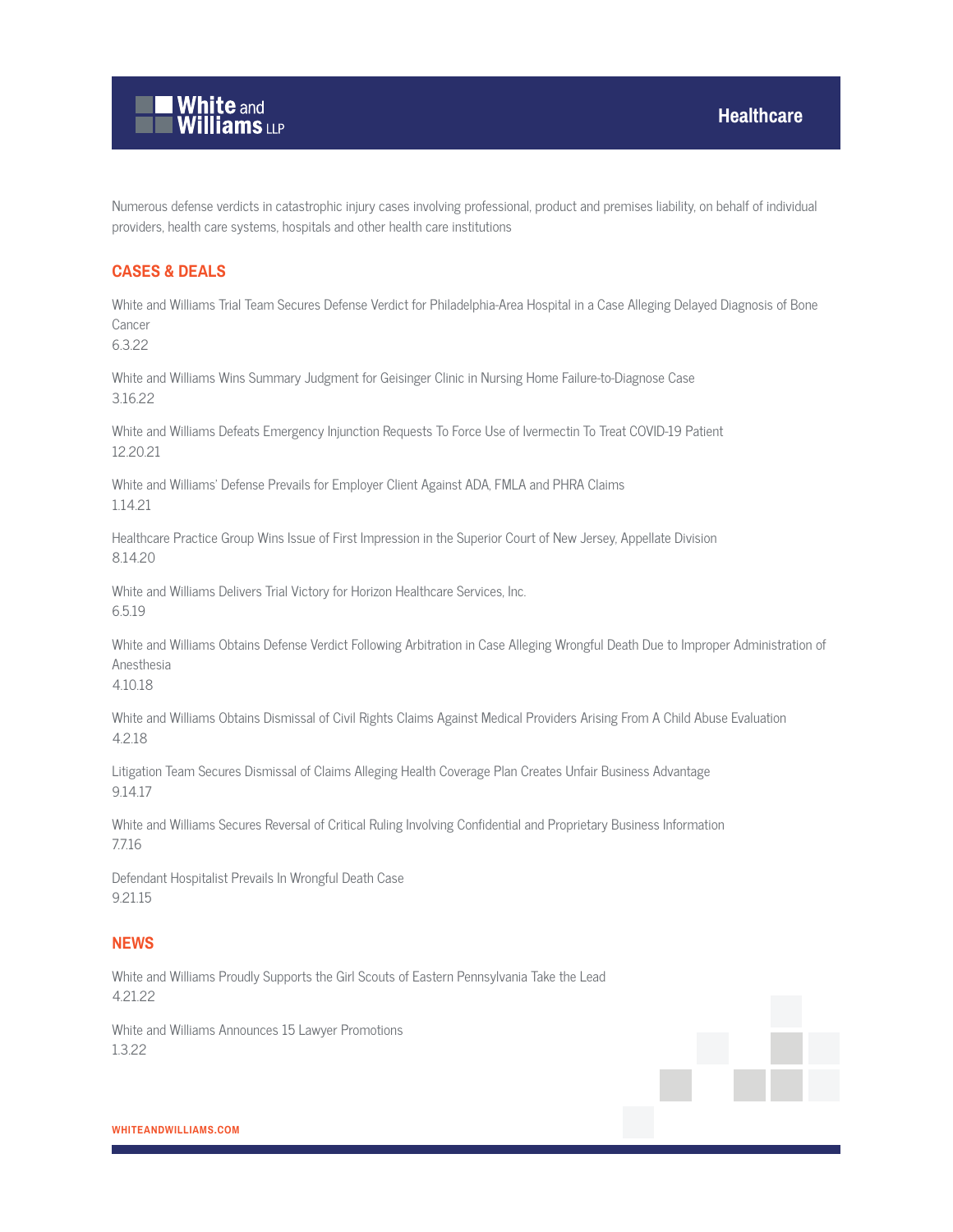Numerous defense verdicts in catastrophic injury cases involving professional, product and premises liability, on behalf of individual providers, health care systems, hospitals and other health care institutions

## CASES & DEALS

White and Williams Trial Team Secures Defense Verdict for Philadelphia-Area Hospital in a Case Alleging Delayed Diagnosis of Bone Cancer
6.3.22

White and Williams Wins Summary Judgment for Geisinger Clinic in Nursing Home Failure-to-Diagnose Case
3.16.22

White and Williams Defeats Emergency Injunction Requests To Force Use of Ivermectin To Treat COVID-19 Patient
12.20.21

White and Williams' Defense Prevails for Employer Client Against ADA, FMLA and PHRA Claims
1.14.21

Healthcare Practice Group Wins Issue of First Impression in the Superior Court of New Jersey, Appellate Division
8.14.20

White and Williams Delivers Trial Victory for Horizon Healthcare Services, Inc.
6.5.19

White and Williams Obtains Defense Verdict Following Arbitration in Case Alleging Wrongful Death Due to Improper Administration of Anesthesia
4.10.18

White and Williams Obtains Dismissal of Civil Rights Claims Against Medical Providers Arising From A Child Abuse Evaluation
4.2.18

Litigation Team Secures Dismissal of Claims Alleging Health Coverage Plan Creates Unfair Business Advantage
9.14.17

White and Williams Secures Reversal of Critical Ruling Involving Confidential and Proprietary Business Information
7.7.16

Defendant Hospitalist Prevails In Wrongful Death Case
9.21.15

## NEWS

White and Williams Proudly Supports the Girl Scouts of Eastern Pennsylvania Take the Lead
4.21.22

White and Williams Announces 15 Lawyer Promotions
1.3.22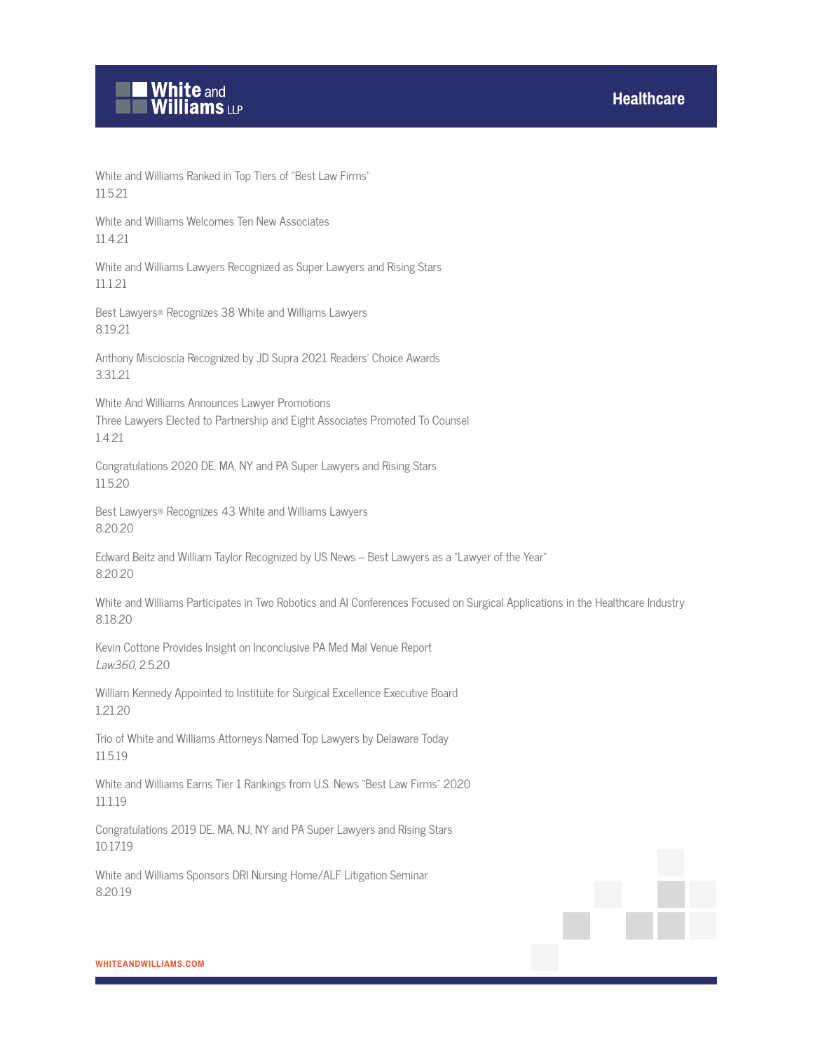White and Williams Ranked in Top Tiers of "Best Law Firms"
11.5.21

White and Williams Welcomes Ten New Associates
11.4.21

White and Williams Lawyers Recognized as Super Lawyers and Rising Stars
11.1.21

Best Lawyers® Recognizes 38 White and Williams Lawyers
8.19.21

Anthony Miscioscia Recognized by JD Supra 2021 Readers' Choice Awards
3.31.21

White And Williams Announces Lawyer Promotions
Three Lawyers Elected to Partnership and Eight Associates Promoted To Counsel
1.4.21

Congratulations 2020 DE, MA, NY and PA Super Lawyers and Rising Stars
11.5.20

Best Lawyers® Recognizes 43 White and Williams Lawyers
8.20.20

Edward Beitz and William Taylor Recognized by US News – Best Lawyers as a "Lawyer of the Year"
8.20.20

White and Williams Participates in Two Robotics and AI Conferences Focused on Surgical Applications in the Healthcare Industry
8.18.20

Kevin Cottone Provides Insight on Inconclusive PA Med Mal Venue Report
*Law360*, 2.5.20

William Kennedy Appointed to Institute for Surgical Excellence Executive Board
1.21.20

Trio of White and Williams Attorneys Named Top Lawyers by Delaware Today
11.5.19

White and Williams Earns Tier 1 Rankings from U.S. News "Best Law Firms" 2020
11.1.19

Congratulations 2019 DE, MA, NJ, NY and PA Super Lawyers and Rising Stars
10.17.19

White and Williams Sponsors DRI Nursing Home/ALF Litigation Seminar
8.20.19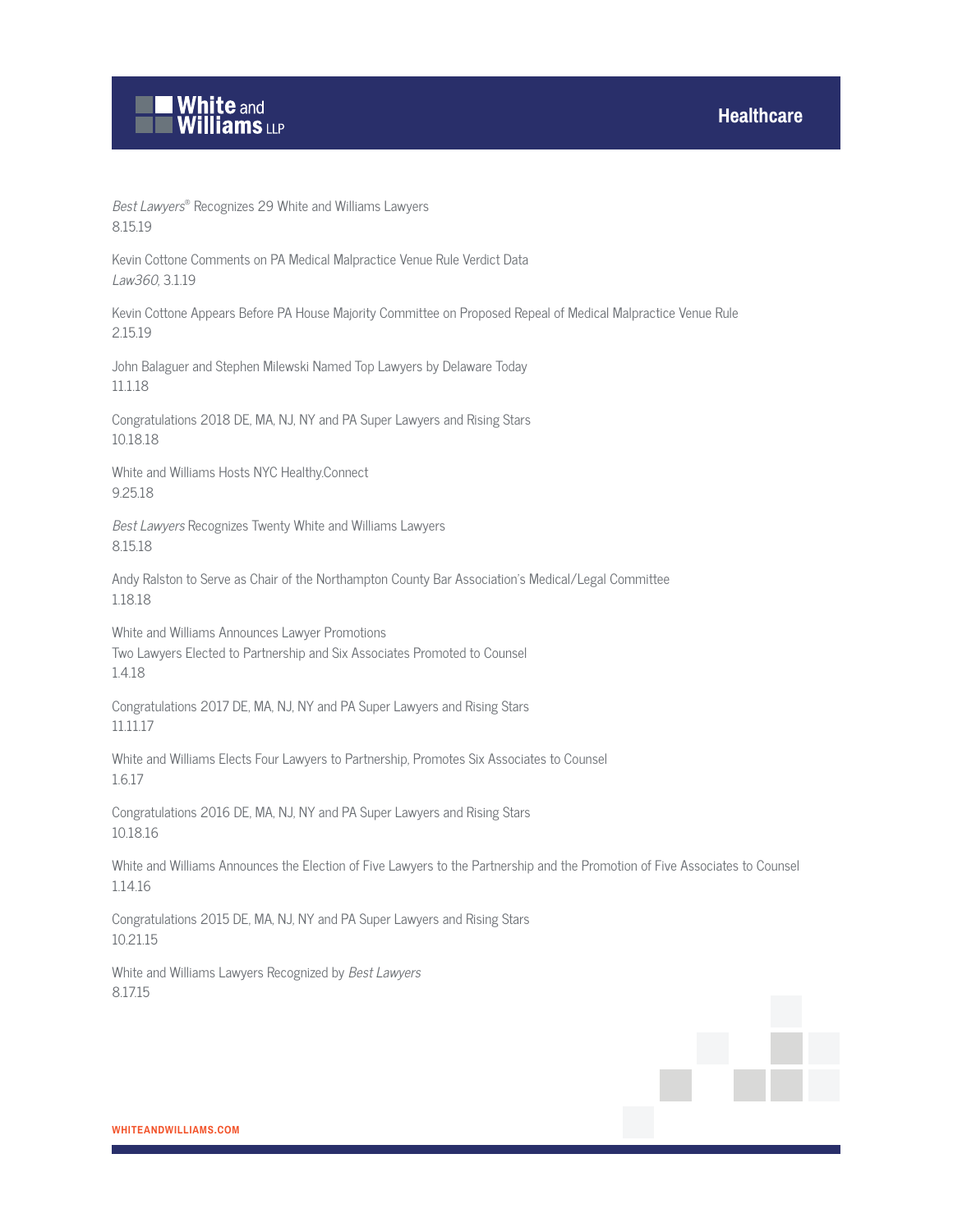*Best Lawyers*® Recognizes 29 White and Williams Lawyers
8.15.19

Kevin Cottone Comments on PA Medical Malpractice Venue Rule Verdict Data
*Law360*, 3.1.19

Kevin Cottone Appears Before PA House Majority Committee on Proposed Repeal of Medical Malpractice Venue Rule
2.15.19

John Balaguer and Stephen Milewski Named Top Lawyers by Delaware Today
11.1.18

Congratulations 2018 DE, MA, NJ, NY and PA Super Lawyers and Rising Stars
10.18.18

White and Williams Hosts NYC Healthy.Connect
9.25.18

*Best Lawyers* Recognizes Twenty White and Williams Lawyers
8.15.18

Andy Ralston to Serve as Chair of the Northampton County Bar Association's Medical/Legal Committee
1.18.18

White and Williams Announces Lawyer Promotions
Two Lawyers Elected to Partnership and Six Associates Promoted to Counsel
1.4.18

Congratulations 2017 DE, MA, NJ, NY and PA Super Lawyers and Rising Stars
11.11.17

White and Williams Elects Four Lawyers to Partnership, Promotes Six Associates to Counsel
1.6.17

Congratulations 2016 DE, MA, NJ, NY and PA Super Lawyers and Rising Stars
10.18.16

White and Williams Announces the Election of Five Lawyers to the Partnership and the Promotion of Five Associates to Counsel
1.14.16

Congratulations 2015 DE, MA, NJ, NY and PA Super Lawyers and Rising Stars
10.21.15

White and Williams Lawyers Recognized by *Best Lawyers*
8.17.15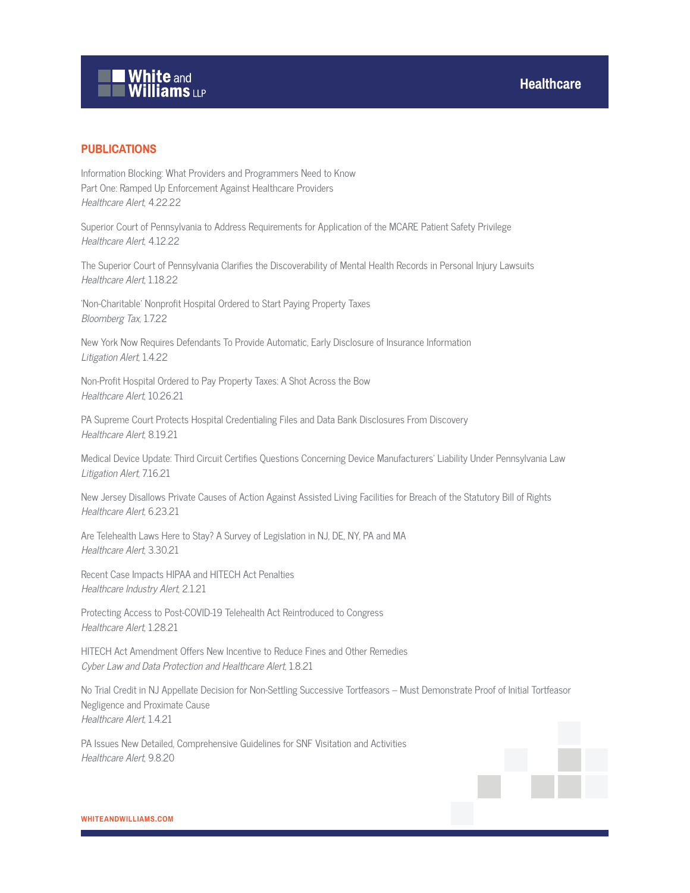## PUBLICATIONS

Information Blocking: What Providers and Programmers Need to Know
Part One: Ramped Up Enforcement Against Healthcare Providers
*Healthcare Alert*, 4.22.22

Superior Court of Pennsylvania to Address Requirements for Application of the MCARE Patient Safety Privilege
*Healthcare Alert*, 4.12.22

The Superior Court of Pennsylvania Clarifies the Discoverability of Mental Health Records in Personal Injury Lawsuits
*Healthcare Alert*, 1.18.22

'Non-Charitable' Nonprofit Hospital Ordered to Start Paying Property Taxes
*Bloomberg Tax*, 1.7.22

New York Now Requires Defendants To Provide Automatic, Early Disclosure of Insurance Information
*Litigation Alert*, 1.4.22

Non-Profit Hospital Ordered to Pay Property Taxes: A Shot Across the Bow
*Healthcare Alert*, 10.26.21

PA Supreme Court Protects Hospital Credentialing Files and Data Bank Disclosures From Discovery
*Healthcare Alert*, 8.19.21

Medical Device Update: Third Circuit Certifies Questions Concerning Device Manufacturers' Liability Under Pennsylvania Law
*Litigation Alert*, 7.16.21

New Jersey Disallows Private Causes of Action Against Assisted Living Facilities for Breach of the Statutory Bill of Rights
*Healthcare Alert*, 6.23.21

Are Telehealth Laws Here to Stay? A Survey of Legislation in NJ, DE, NY, PA and MA
*Healthcare Alert*, 3.30.21

Recent Case Impacts HIPAA and HITECH Act Penalties
*Healthcare Industry Alert*, 2.1.21

Protecting Access to Post-COVID-19 Telehealth Act Reintroduced to Congress
*Healthcare Alert*, 1.28.21

HITECH Act Amendment Offers New Incentive to Reduce Fines and Other Remedies
*Cyber Law and Data Protection and Healthcare Alert*, 1.8.21

No Trial Credit in NJ Appellate Decision for Non-Settling Successive Tortfeasors – Must Demonstrate Proof of Initial Tortfeasor Negligence and Proximate Cause
*Healthcare Alert*, 1.4.21

PA Issues New Detailed, Comprehensive Guidelines for SNF Visitation and Activities
*Healthcare Alert*, 9.8.20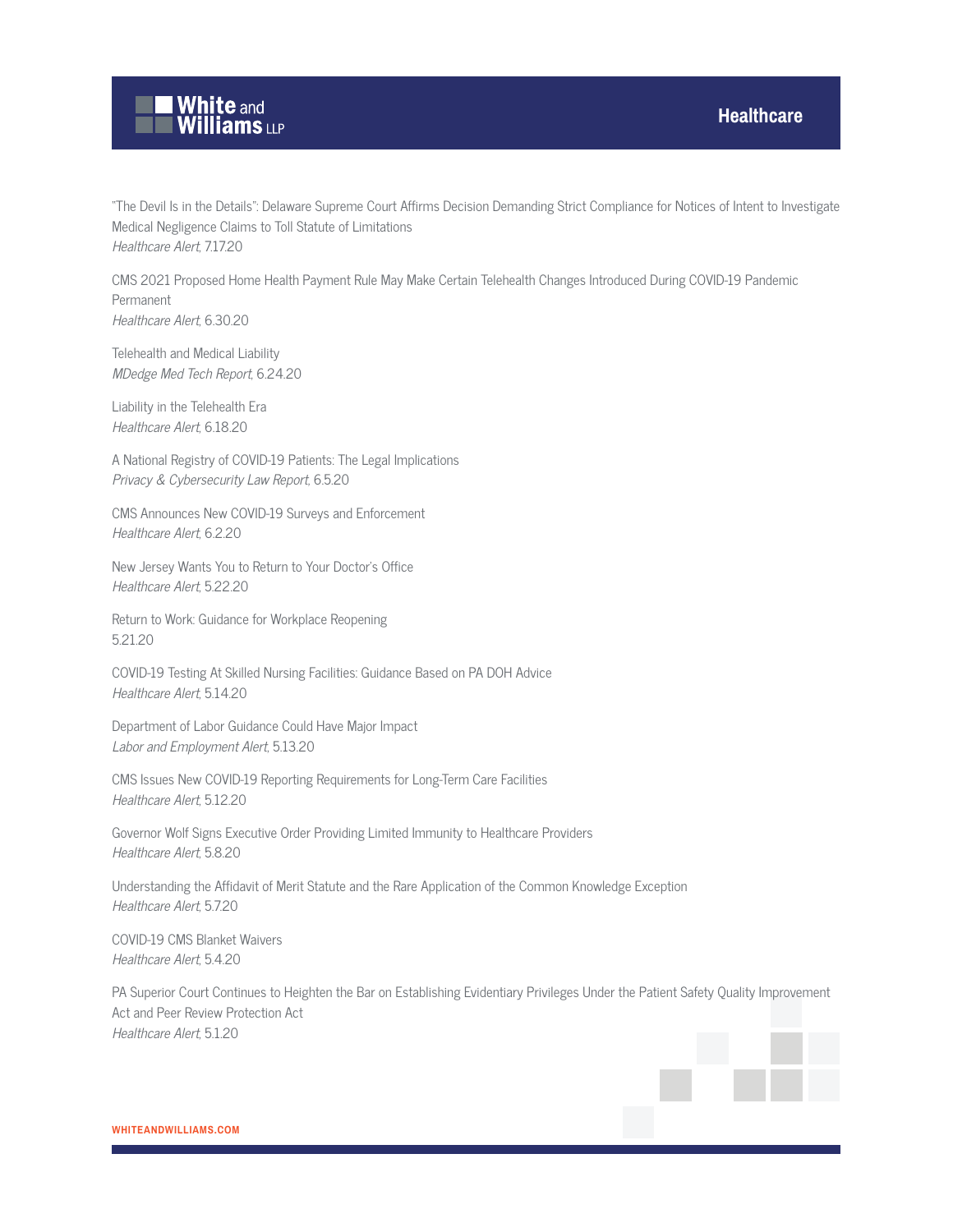"The Devil Is in the Details": Delaware Supreme Court Affirms Decision Demanding Strict Compliance for Notices of Intent to Investigate Medical Negligence Claims to Toll Statute of Limitations
*Healthcare Alert*, 7.17.20

CMS 2021 Proposed Home Health Payment Rule May Make Certain Telehealth Changes Introduced During COVID-19 Pandemic Permanent
*Healthcare Alert*, 6.30.20

Telehealth and Medical Liability
*MDedge Med Tech Report*, 6.24.20

Liability in the Telehealth Era
*Healthcare Alert*, 6.18.20

A National Registry of COVID-19 Patients: The Legal Implications
*Privacy & Cybersecurity Law Report*, 6.5.20

CMS Announces New COVID-19 Surveys and Enforcement
*Healthcare Alert*, 6.2.20

New Jersey Wants You to Return to Your Doctor's Office
*Healthcare Alert*, 5.22.20

Return to Work: Guidance for Workplace Reopening
5.21.20

COVID-19 Testing At Skilled Nursing Facilities: Guidance Based on PA DOH Advice
*Healthcare Alert*, 5.14.20

Department of Labor Guidance Could Have Major Impact
*Labor and Employment Alert*, 5.13.20

CMS Issues New COVID-19 Reporting Requirements for Long-Term Care Facilities
*Healthcare Alert*, 5.12.20

Governor Wolf Signs Executive Order Providing Limited Immunity to Healthcare Providers
*Healthcare Alert*, 5.8.20

Understanding the Affidavit of Merit Statute and the Rare Application of the Common Knowledge Exception
*Healthcare Alert*, 5.7.20

COVID-19 CMS Blanket Waivers
*Healthcare Alert*, 5.4.20

PA Superior Court Continues to Heighten the Bar on Establishing Evidentiary Privileges Under the Patient Safety Quality Improvement Act and Peer Review Protection Act
*Healthcare Alert*, 5.1.20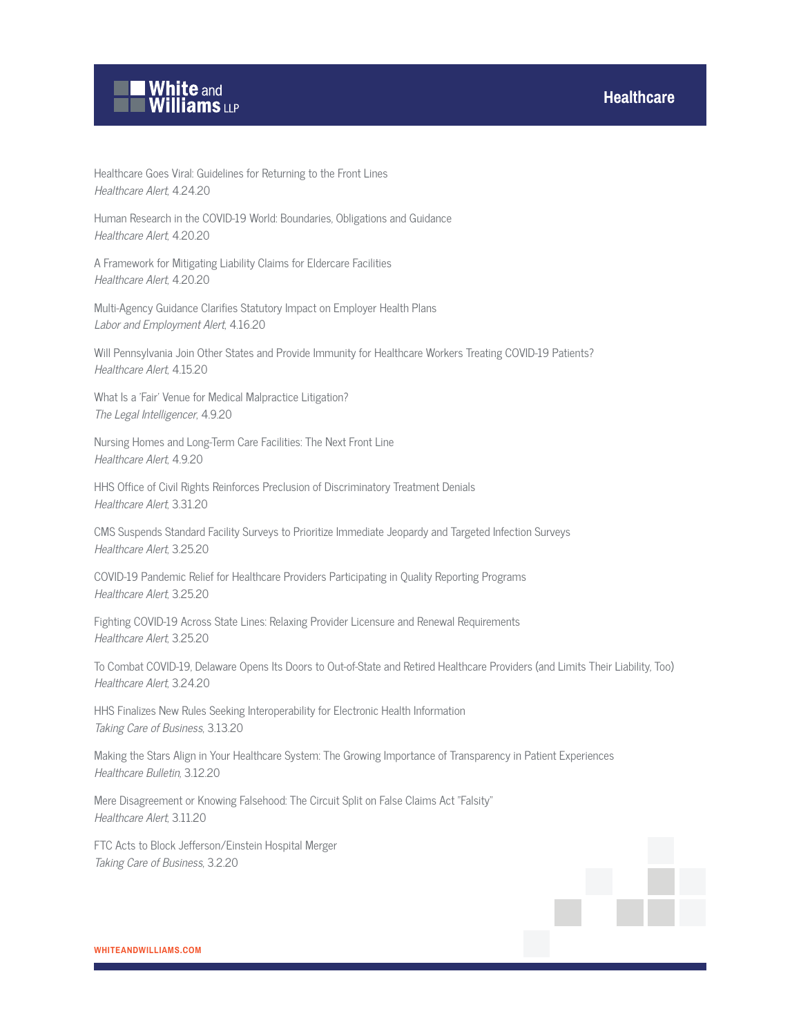Healthcare Goes Viral: Guidelines for Returning to the Front Lines
*Healthcare Alert*, 4.24.20

Human Research in the COVID-19 World: Boundaries, Obligations and Guidance
*Healthcare Alert*, 4.20.20

A Framework for Mitigating Liability Claims for Eldercare Facilities
*Healthcare Alert*, 4.20.20

Multi-Agency Guidance Clarifies Statutory Impact on Employer Health Plans
*Labor and Employment Alert*, 4.16.20

Will Pennsylvania Join Other States and Provide Immunity for Healthcare Workers Treating COVID-19 Patients?
*Healthcare Alert*, 4.15.20

What Is a 'Fair' Venue for Medical Malpractice Litigation?
*The Legal Intelligencer*, 4.9.20

Nursing Homes and Long-Term Care Facilities: The Next Front Line
*Healthcare Alert*, 4.9.20

HHS Office of Civil Rights Reinforces Preclusion of Discriminatory Treatment Denials
*Healthcare Alert*, 3.31.20

CMS Suspends Standard Facility Surveys to Prioritize Immediate Jeopardy and Targeted Infection Surveys
*Healthcare Alert*, 3.25.20

COVID-19 Pandemic Relief for Healthcare Providers Participating in Quality Reporting Programs
*Healthcare Alert*, 3.25.20

Fighting COVID-19 Across State Lines: Relaxing Provider Licensure and Renewal Requirements
*Healthcare Alert*, 3.25.20

To Combat COVID-19, Delaware Opens Its Doors to Out-of-State and Retired Healthcare Providers (and Limits Their Liability, Too)
*Healthcare Alert*, 3.24.20

HHS Finalizes New Rules Seeking Interoperability for Electronic Health Information
*Taking Care of Business*, 3.13.20

Making the Stars Align in Your Healthcare System: The Growing Importance of Transparency in Patient Experiences
*Healthcare Bulletin*, 3.12.20

Mere Disagreement or Knowing Falsehood: The Circuit Split on False Claims Act "Falsity"
*Healthcare Alert*, 3.11.20

FTC Acts to Block Jefferson/Einstein Hospital Merger
*Taking Care of Business*, 3.2.20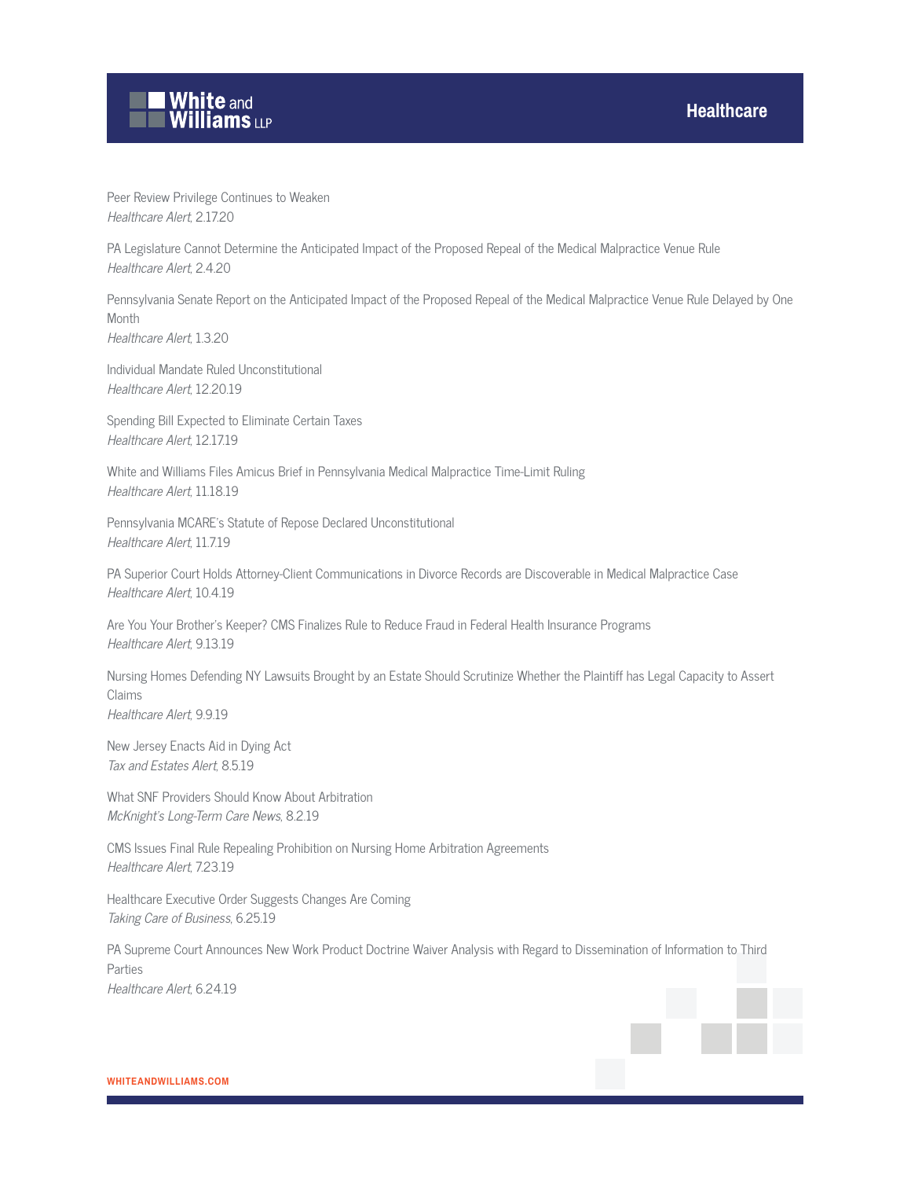Peer Review Privilege Continues to Weaken
*Healthcare Alert*, 2.17.20

PA Legislature Cannot Determine the Anticipated Impact of the Proposed Repeal of the Medical Malpractice Venue Rule
*Healthcare Alert*, 2.4.20

Pennsylvania Senate Report on the Anticipated Impact of the Proposed Repeal of the Medical Malpractice Venue Rule Delayed by One Month
*Healthcare Alert*, 1.3.20

Individual Mandate Ruled Unconstitutional
*Healthcare Alert*, 12.20.19

Spending Bill Expected to Eliminate Certain Taxes
*Healthcare Alert*, 12.17.19

White and Williams Files Amicus Brief in Pennsylvania Medical Malpractice Time-Limit Ruling
*Healthcare Alert*, 11.18.19

Pennsylvania MCARE's Statute of Repose Declared Unconstitutional
*Healthcare Alert*, 11.7.19

PA Superior Court Holds Attorney-Client Communications in Divorce Records are Discoverable in Medical Malpractice Case
*Healthcare Alert*, 10.4.19

Are You Your Brother's Keeper? CMS Finalizes Rule to Reduce Fraud in Federal Health Insurance Programs
*Healthcare Alert*, 9.13.19

Nursing Homes Defending NY Lawsuits Brought by an Estate Should Scrutinize Whether the Plaintiff has Legal Capacity to Assert Claims
*Healthcare Alert*, 9.9.19

New Jersey Enacts Aid in Dying Act
*Tax and Estates Alert*, 8.5.19

What SNF Providers Should Know About Arbitration
*McKnight's Long-Term Care News*, 8.2.19

CMS Issues Final Rule Repealing Prohibition on Nursing Home Arbitration Agreements
*Healthcare Alert*, 7.23.19

Healthcare Executive Order Suggests Changes Are Coming
*Taking Care of Business*, 6.25.19

PA Supreme Court Announces New Work Product Doctrine Waiver Analysis with Regard to Dissemination of Information to Third Parties
*Healthcare Alert*, 6.24.19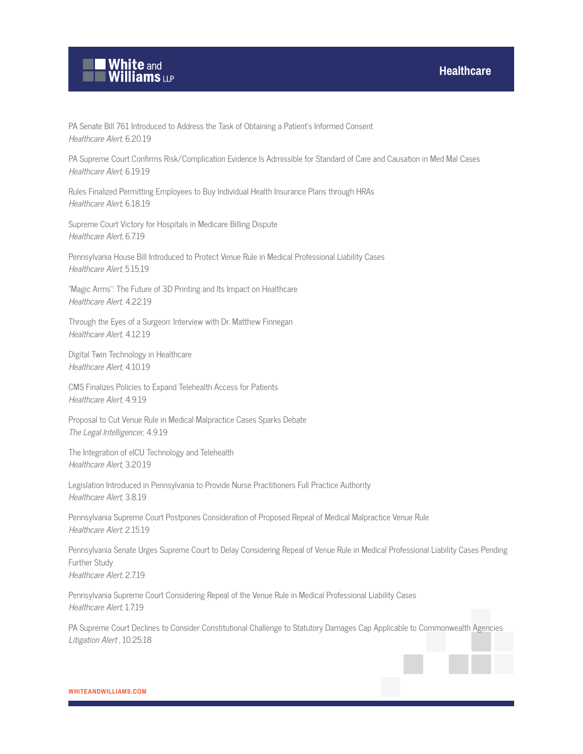PA Senate Bill 761 Introduced to Address the Task of Obtaining a Patient's Informed Consent
*Healthcare Alert*, 6.20.19

PA Supreme Court Confirms Risk/Complication Evidence Is Admissible for Standard of Care and Causation in Med Mal Cases
*Healthcare Alert*, 6.19.19

Rules Finalized Permitting Employees to Buy Individual Health Insurance Plans through HRAs
*Healthcare Alert*, 6.18.19

Supreme Court Victory for Hospitals in Medicare Billing Dispute
*Healthcare Alert*, 6.7.19

Pennsylvania House Bill Introduced to Protect Venue Rule in Medical Professional Liability Cases
*Healthcare Alert*, 5.15.19

"Magic Arms": The Future of 3D Printing and Its Impact on Healthcare
*Healthcare Alert*, 4.22.19

Through the Eyes of a Surgeon: Interview with Dr. Matthew Finnegan
*Healthcare Alert*, 4.12.19

Digital Twin Technology in Healthcare
*Healthcare Alert*, 4.10.19

CMS Finalizes Policies to Expand Telehealth Access for Patients
*Healthcare Alert*, 4.9.19

Proposal to Cut Venue Rule in Medical Malpractice Cases Sparks Debate
*The Legal Intelligencer*, 4.9.19

The Integration of eICU Technology and Telehealth
*Healthcare Alert*, 3.20.19

Legislation Introduced in Pennsylvania to Provide Nurse Practitioners Full Practice Authority
*Healthcare Alert*, 3.8.19

Pennsylvania Supreme Court Postpones Consideration of Proposed Repeal of Medical Malpractice Venue Rule
*Healthcare Alert*, 2.15.19

Pennsylvania Senate Urges Supreme Court to Delay Considering Repeal of Venue Rule in Medical Professional Liability Cases Pending Further Study
*Healthcare Alert*, 2.7.19

Pennsylvania Supreme Court Considering Repeal of the Venue Rule in Medical Professional Liability Cases
*Healthcare Alert*, 1.7.19

PA Supreme Court Declines to Consider Constitutional Challenge to Statutory Damages Cap Applicable to Commonwealth Agencies
*Litigation Alert* , 10.25.18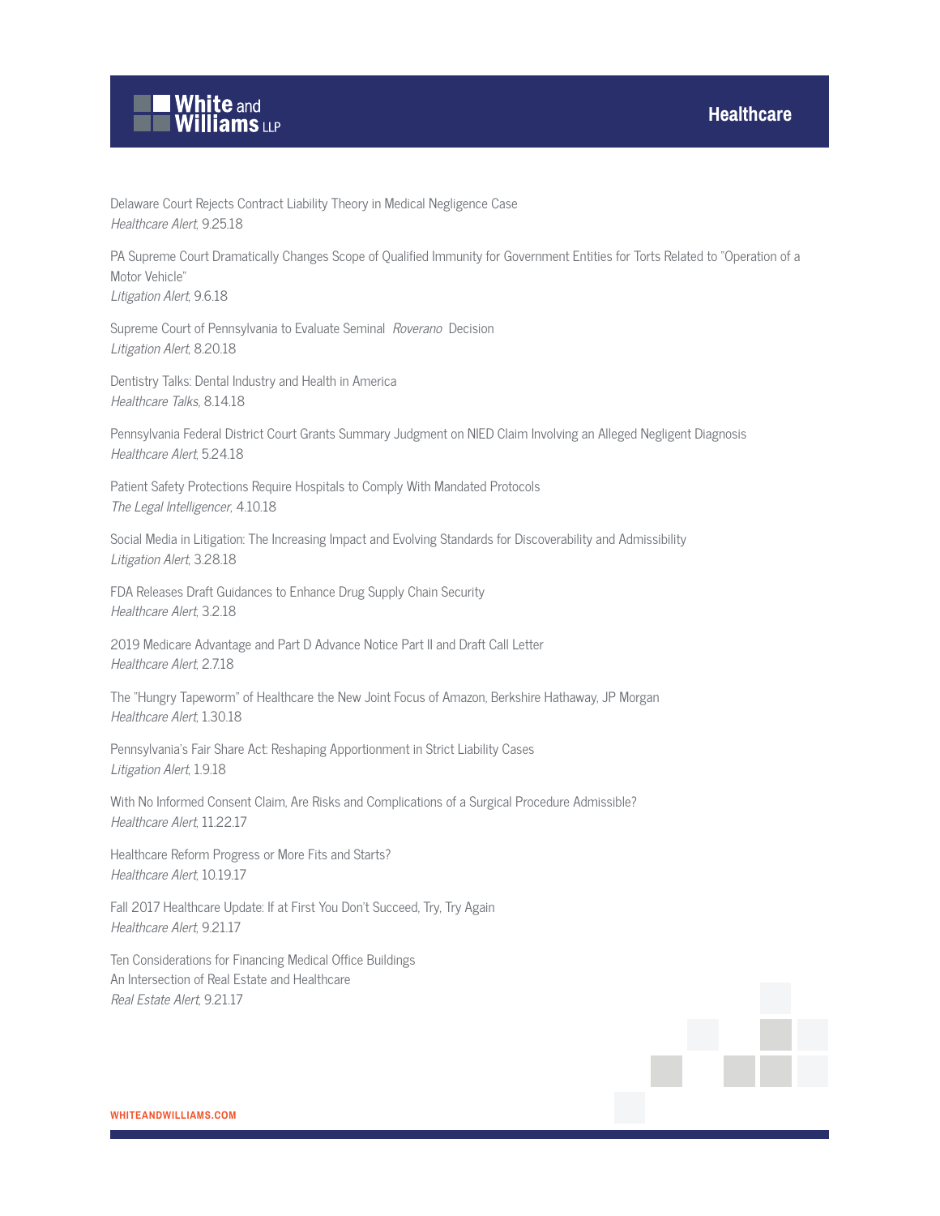Delaware Court Rejects Contract Liability Theory in Medical Negligence Case
*Healthcare Alert*, 9.25.18

PA Supreme Court Dramatically Changes Scope of Qualified Immunity for Government Entities for Torts Related to "Operation of a Motor Vehicle"
*Litigation Alert*, 9.6.18

Supreme Court of Pennsylvania to Evaluate Seminal *Roverano* Decision
*Litigation Alert*, 8.20.18

Dentistry Talks: Dental Industry and Health in America
*Healthcare Talks*, 8.14.18

Pennsylvania Federal District Court Grants Summary Judgment on NIED Claim Involving an Alleged Negligent Diagnosis
*Healthcare Alert*, 5.24.18

Patient Safety Protections Require Hospitals to Comply With Mandated Protocols
*The Legal Intelligencer*, 4.10.18

Social Media in Litigation: The Increasing Impact and Evolving Standards for Discoverability and Admissibility
*Litigation Alert*, 3.28.18

FDA Releases Draft Guidances to Enhance Drug Supply Chain Security
*Healthcare Alert*, 3.2.18

2019 Medicare Advantage and Part D Advance Notice Part II and Draft Call Letter
*Healthcare Alert*, 2.7.18

The "Hungry Tapeworm" of Healthcare the New Joint Focus of Amazon, Berkshire Hathaway, JP Morgan
*Healthcare Alert*, 1.30.18

Pennsylvania's Fair Share Act: Reshaping Apportionment in Strict Liability Cases
*Litigation Alert*, 1.9.18

With No Informed Consent Claim, Are Risks and Complications of a Surgical Procedure Admissible?
*Healthcare Alert*, 11.22.17

Healthcare Reform Progress or More Fits and Starts?
*Healthcare Alert*, 10.19.17

Fall 2017 Healthcare Update: If at First You Don't Succeed, Try, Try Again
*Healthcare Alert*, 9.21.17

Ten Considerations for Financing Medical Office Buildings
An Intersection of Real Estate and Healthcare
*Real Estate Alert*, 9.21.17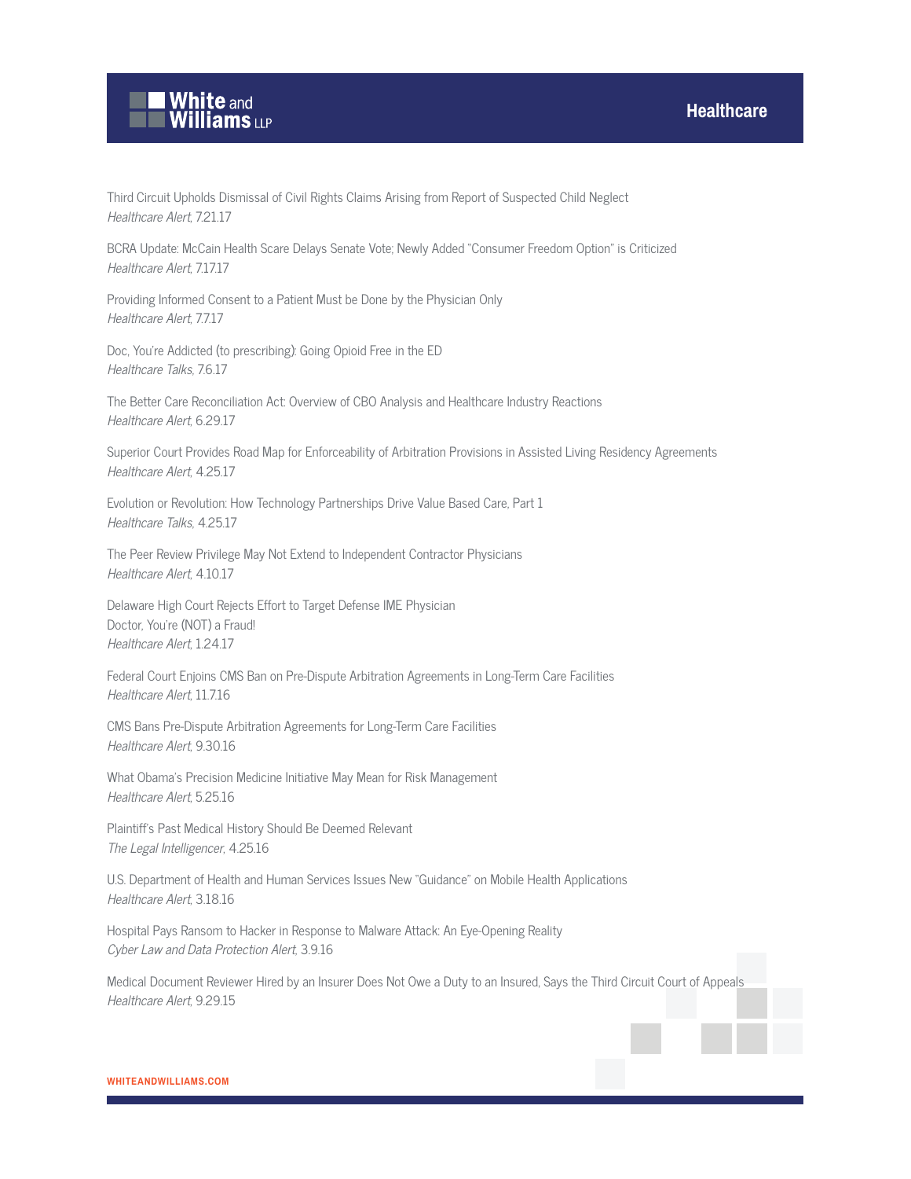Third Circuit Upholds Dismissal of Civil Rights Claims Arising from Report of Suspected Child Neglect
*Healthcare Alert*, 7.21.17

BCRA Update: McCain Health Scare Delays Senate Vote; Newly Added "Consumer Freedom Option" is Criticized
*Healthcare Alert*, 7.17.17

Providing Informed Consent to a Patient Must be Done by the Physician Only
*Healthcare Alert*, 7.7.17

Doc, You're Addicted (to prescribing): Going Opioid Free in the ED
*Healthcare Talks*, 7.6.17

The Better Care Reconciliation Act: Overview of CBO Analysis and Healthcare Industry Reactions
*Healthcare Alert*, 6.29.17

Superior Court Provides Road Map for Enforceability of Arbitration Provisions in Assisted Living Residency Agreements
*Healthcare Alert*, 4.25.17

Evolution or Revolution: How Technology Partnerships Drive Value Based Care, Part 1
*Healthcare Talks*, 4.25.17

The Peer Review Privilege May Not Extend to Independent Contractor Physicians
*Healthcare Alert*, 4.10.17

Delaware High Court Rejects Effort to Target Defense IME Physician
Doctor, You're (NOT) a Fraud!
*Healthcare Alert*, 1.24.17

Federal Court Enjoins CMS Ban on Pre-Dispute Arbitration Agreements in Long-Term Care Facilities
*Healthcare Alert*, 11.7.16

CMS Bans Pre-Dispute Arbitration Agreements for Long-Term Care Facilities
*Healthcare Alert*, 9.30.16

What Obama's Precision Medicine Initiative May Mean for Risk Management
*Healthcare Alert*, 5.25.16

Plaintiff's Past Medical History Should Be Deemed Relevant
*The Legal Intelligencer*, 4.25.16

U.S. Department of Health and Human Services Issues New "Guidance" on Mobile Health Applications
*Healthcare Alert*, 3.18.16

Hospital Pays Ransom to Hacker in Response to Malware Attack: An Eye-Opening Reality
*Cyber Law and Data Protection Alert*, 3.9.16

Medical Document Reviewer Hired by an Insurer Does Not Owe a Duty to an Insured, Says the Third Circuit Court of Appeals
*Healthcare Alert*, 9.29.15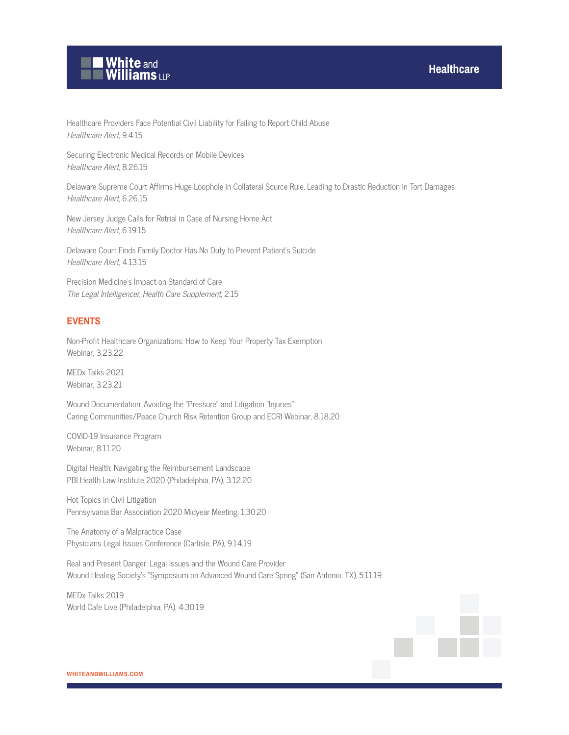Healthcare Providers Face Potential Civil Liability for Failing to Report Child Abuse
*Healthcare Alert*, 9.4.15

Securing Electronic Medical Records on Mobile Devices
*Healthcare Alert*, 8.26.15

Delaware Supreme Court Affirms Huge Loophole in Collateral Source Rule, Leading to Drastic Reduction in Tort Damages
*Healthcare Alert*, 6.26.15

New Jersey Judge Calls for Retrial in Case of Nursing Home Act
*Healthcare Alert*, 6.19.15

Delaware Court Finds Family Doctor Has No Duty to Prevent Patient's Suicide
*Healthcare Alert*, 4.13.15

Precision Medicine's Impact on Standard of Care
*The Legal Intelligencer, Health Care Supplement*, 2.15

## EVENTS

Non-Profit Healthcare Organizations: How to Keep Your Property Tax Exemption
Webinar, 3.23.22

MEDx Talks 2021
Webinar, 3.23.21

Wound Documentation: Avoiding the "Pressure" and Litigation "Injuries"
Caring Communities/Peace Church Risk Retention Group and ECRI Webinar, 8.18.20

COVID-19 Insurance Program
Webinar, 8.11.20

Digital Health: Navigating the Reimbursement Landscape
PBI Health Law Institute 2020 (Philadelphia, PA), 3.12.20

Hot Topics in Civil Litigation
Pennsylvania Bar Association 2020 Midyear Meeting, 1.30.20

The Anatomy of a Malpractice Case
Physicians Legal Issues Conference (Carlisle, PA), 9.14.19

Real and Present Danger: Legal Issues and the Wound Care Provider
Wound Healing Society's "Symposium on Advanced Wound Care Spring" (San Antonio, TX), 5.11.19

MEDx Talks 2019
World Cafe Live (Philadelphia, PA), 4.30.19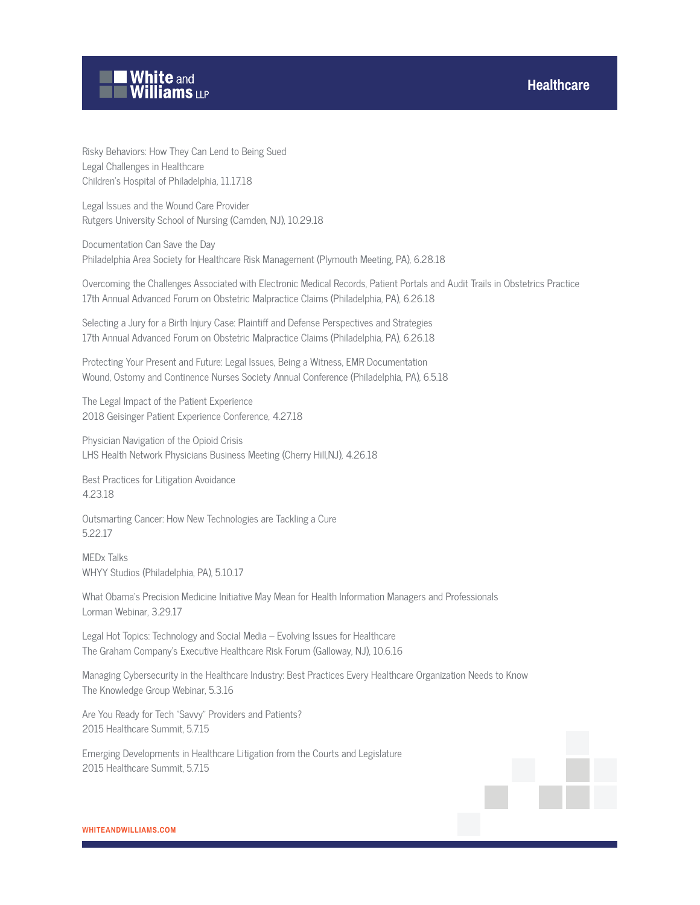Risky Behaviors: How They Can Lend to Being Sued
Legal Challenges in Healthcare
Children's Hospital of Philadelphia, 11.17.18

Legal Issues and the Wound Care Provider
Rutgers University School of Nursing (Camden, NJ), 10.29.18

Documentation Can Save the Day
Philadelphia Area Society for Healthcare Risk Management (Plymouth Meeting, PA), 6.28.18

Overcoming the Challenges Associated with Electronic Medical Records, Patient Portals and Audit Trails in Obstetrics Practice
17th Annual Advanced Forum on Obstetric Malpractice Claims (Philadelphia, PA), 6.26.18

Selecting a Jury for a Birth Injury Case: Plaintiff and Defense Perspectives and Strategies
17th Annual Advanced Forum on Obstetric Malpractice Claims (Philadelphia, PA), 6.26.18

Protecting Your Present and Future: Legal Issues, Being a Witness, EMR Documentation
Wound, Ostomy and Continence Nurses Society Annual Conference (Philadelphia, PA), 6.5.18

The Legal Impact of the Patient Experience
2018 Geisinger Patient Experience Conference, 4.27.18

Physician Navigation of the Opioid Crisis
LHS Health Network Physicians Business Meeting (Cherry Hill,NJ), 4.26.18

Best Practices for Litigation Avoidance
4.23.18

Outsmarting Cancer: How New Technologies are Tackling a Cure
5.22.17

MEDx Talks
WHYY Studios (Philadelphia, PA), 5.10.17

What Obama's Precision Medicine Initiative May Mean for Health Information Managers and Professionals
Lorman Webinar, 3.29.17

Legal Hot Topics: Technology and Social Media – Evolving Issues for Healthcare
The Graham Company's Executive Healthcare Risk Forum (Galloway, NJ), 10.6.16

Managing Cybersecurity in the Healthcare Industry: Best Practices Every Healthcare Organization Needs to Know
The Knowledge Group Webinar, 5.3.16

Are You Ready for Tech "Savvy" Providers and Patients?
2015 Healthcare Summit, 5.7.15

Emerging Developments in Healthcare Litigation from the Courts and Legislature
2015 Healthcare Summit, 5.7.15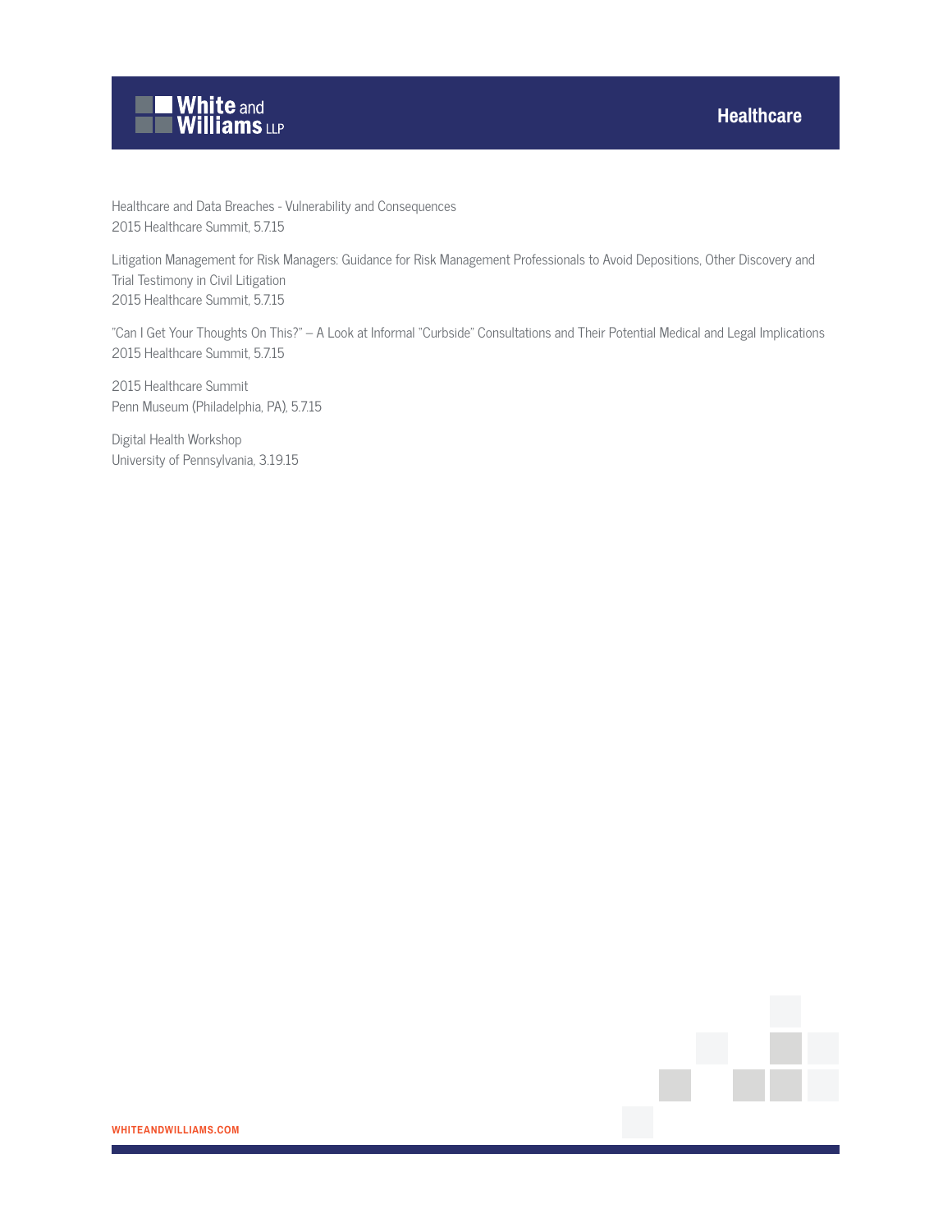Healthcare and Data Breaches - Vulnerability and Consequences
2015 Healthcare Summit, 5.7.15

Litigation Management for Risk Managers: Guidance for Risk Management Professionals to Avoid Depositions, Other Discovery and Trial Testimony in Civil Litigation
2015 Healthcare Summit, 5.7.15

"Can I Get Your Thoughts On This?" – A Look at Informal "Curbside" Consultations and Their Potential Medical and Legal Implications
2015 Healthcare Summit, 5.7.15

2015 Healthcare Summit
Penn Museum (Philadelphia, PA), 5.7.15

Digital Health Workshop
University of Pennsylvania, 3.19.15